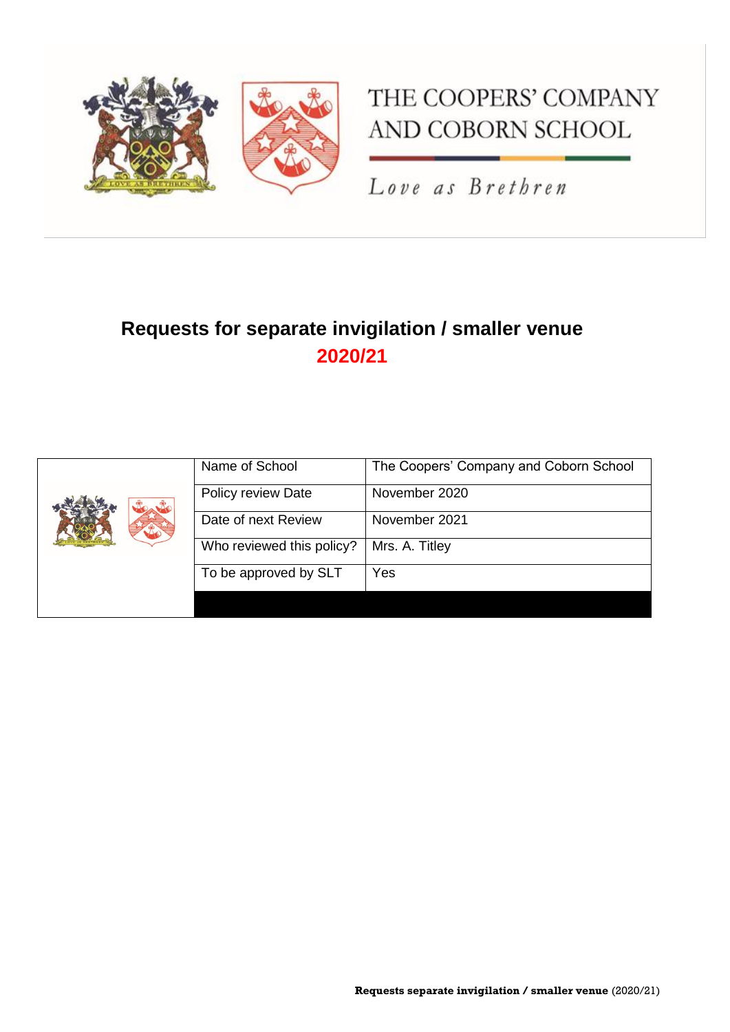THE COOPERS' COMPANY AND COBORN SCHOOL

*Love as Brethren*

# Requests for separate invigilation / smaller venue

## 2020/21

| | Name of School | The Coopers' Company and Coborn School |
|---|---|---|
| | Policy review Date | November 2020 |
| | Date of next Review | November 2021 |
| | Who reviewed this policy? | Mrs. A. Titley |
| | To be approved by SLT | Yes |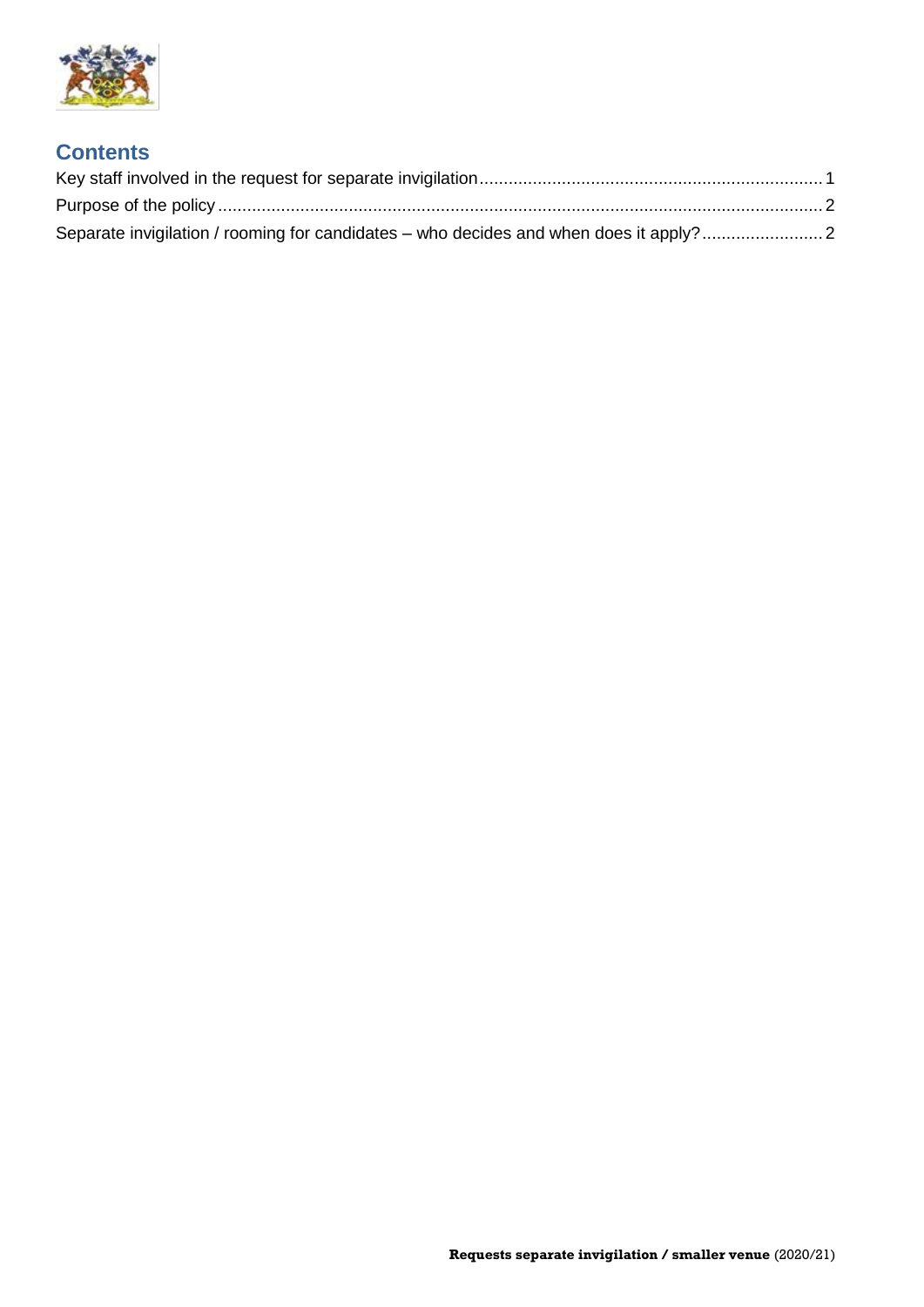## Contents

Key staff involved in the request for separate invigilation ........................................ 1

Purpose of the policy ........................................................................................ 2

Separate invigilation / rooming for candidates – who decides and when does it apply? ........................ 2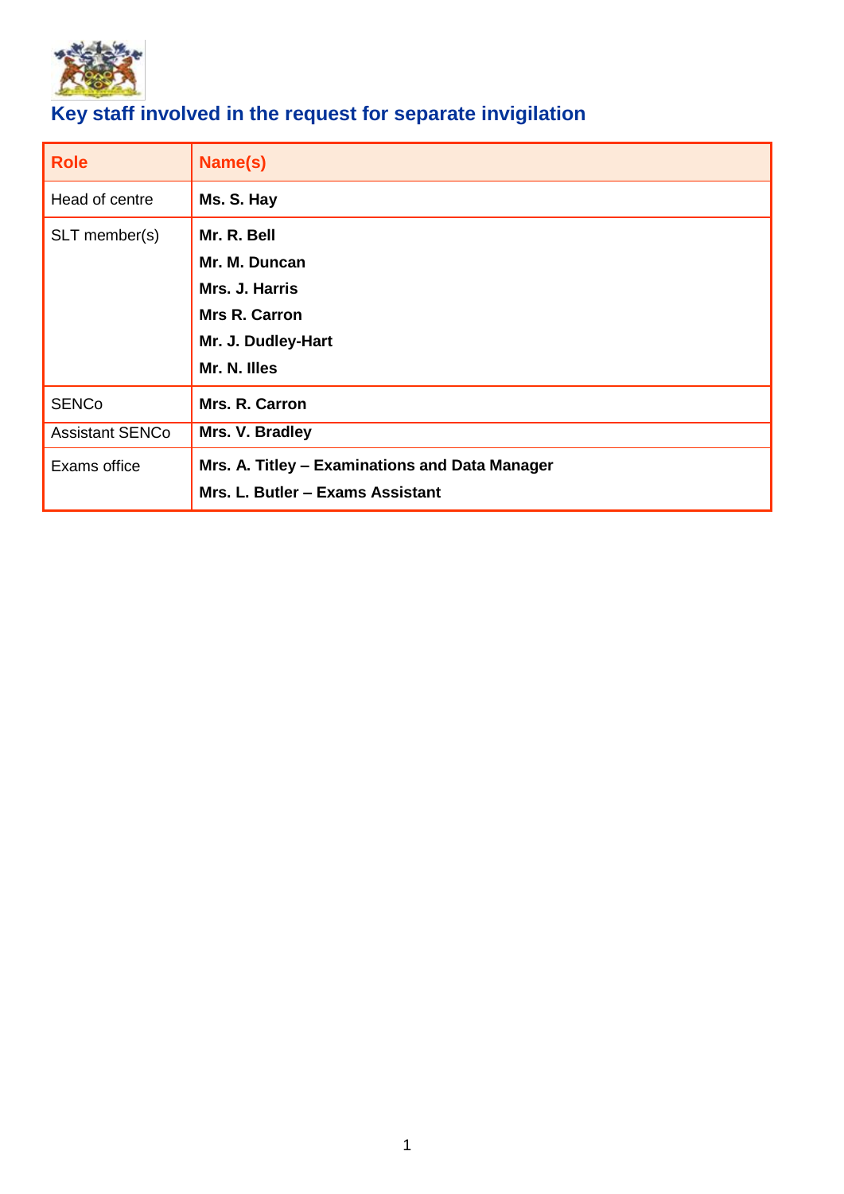## Key staff involved in the request for separate invigilation

| Role | Name(s) |
|---|---|
| Head of centre | **Ms. S. Hay** |
| SLT member(s) | **Mr. R. Bell**<br>**Mr. M. Duncan**<br>**Mrs. J. Harris**<br>**Mrs R. Carron**<br>**Mr. J. Dudley-Hart**<br>**Mr. N. Illes** |
| SENCo | **Mrs. R. Carron** |
| Assistant SENCo | **Mrs. V. Bradley** |
| Exams office | **Mrs. A. Titley – Examinations and Data Manager**<br>**Mrs. L. Butler – Exams Assistant** |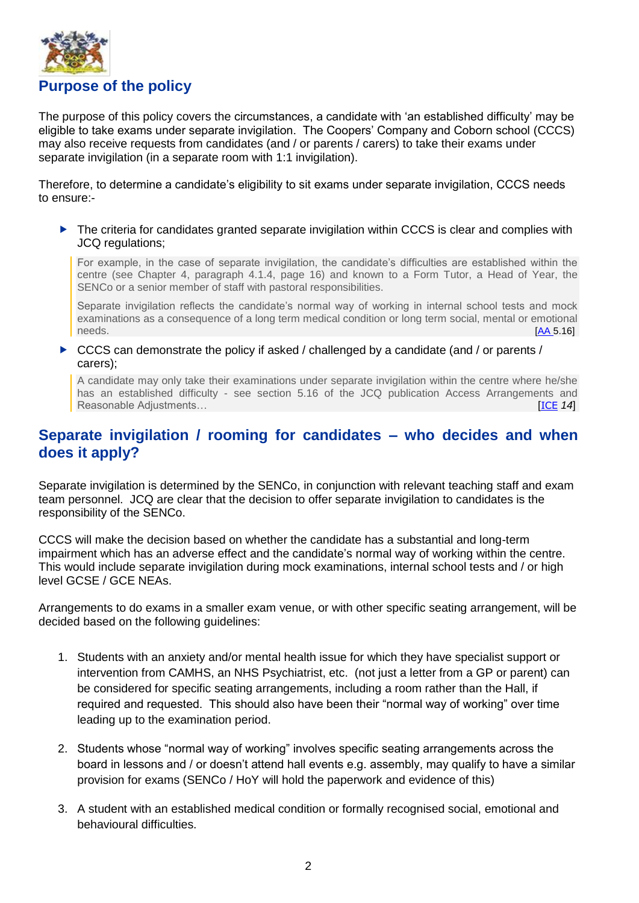## Purpose of the policy

The purpose of this policy covers the circumstances, a candidate with 'an established difficulty' may be eligible to take exams under separate invigilation. The Coopers' Company and Coborn school (CCCS) may also receive requests from candidates (and / or parents / carers) to take their exams under separate invigilation (in a separate room with 1:1 invigilation).

Therefore, to determine a candidate's eligibility to sit exams under separate invigilation, CCCS needs to ensure:-

- The criteria for candidates granted separate invigilation within CCCS is clear and complies with JCQ regulations;

  > For example, in the case of separate invigilation, the candidate's difficulties are established within the centre (see Chapter 4, paragraph 4.1.4, page 16) and known to a Form Tutor, a Head of Year, the SENCo or a senior member of staff with pastoral responsibilities.
  >
  > Separate invigilation reflects the candidate's normal way of working in internal school tests and mock examinations as a consequence of a long term medical condition or long term social, mental or emotional needs. [AA 5.16]

- CCCS can demonstrate the policy if asked / challenged by a candidate (and / or parents / carers);

  > A candidate may only take their examinations under separate invigilation within the centre where he/she has an established difficulty - see section 5.16 of the JCQ publication Access Arrangements and Reasonable Adjustments… [ICE *14*]

## Separate invigilation / rooming for candidates – who decides and when does it apply?

Separate invigilation is determined by the SENCo, in conjunction with relevant teaching staff and exam team personnel. JCQ are clear that the decision to offer separate invigilation to candidates is the responsibility of the SENCo.

CCCS will make the decision based on whether the candidate has a substantial and long-term impairment which has an adverse effect and the candidate's normal way of working within the centre. This would include separate invigilation during mock examinations, internal school tests and / or high level GCSE / GCE NEAs.

Arrangements to do exams in a smaller exam venue, or with other specific seating arrangement, will be decided based on the following guidelines:

1. Students with an anxiety and/or mental health issue for which they have specialist support or intervention from CAMHS, an NHS Psychiatrist, etc. (not just a letter from a GP or parent) can be considered for specific seating arrangements, including a room rather than the Hall, if required and requested. This should also have been their "normal way of working" over time leading up to the examination period.

2. Students whose "normal way of working" involves specific seating arrangements across the board in lessons and / or doesn't attend hall events e.g. assembly, may qualify to have a similar provision for exams (SENCo / HoY will hold the paperwork and evidence of this)

3. A student with an established medical condition or formally recognised social, emotional and behavioural difficulties.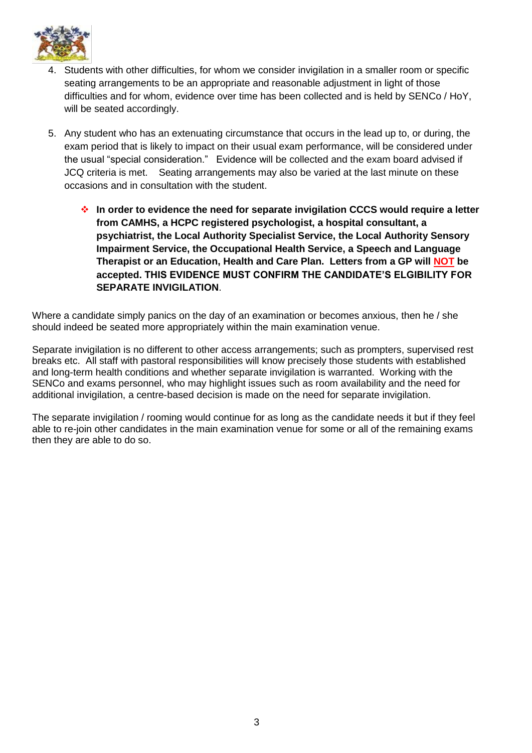4. Students with other difficulties, for whom we consider invigilation in a smaller room or specific seating arrangements to be an appropriate and reasonable adjustment in light of those difficulties and for whom, evidence over time has been collected and is held by SENCo / HoY, will be seated accordingly.

5. Any student who has an extenuating circumstance that occurs in the lead up to, or during, the exam period that is likely to impact on their usual exam performance, will be considered under the usual "special consideration." Evidence will be collected and the exam board advised if JCQ criteria is met. Seating arrangements may also be varied at the last minute on these occasions and in consultation with the student.

   - **In order to evidence the need for separate invigilation CCCS would require a letter from CAMHS, a HCPC registered psychologist, a hospital consultant, a psychiatrist, the Local Authority Specialist Service, the Local Authority Sensory Impairment Service, the Occupational Health Service, a Speech and Language Therapist or an Education, Health and Care Plan. Letters from a GP will NOT be accepted. THIS EVIDENCE MUST CONFIRM THE CANDIDATE'S ELGIBILITY FOR SEPARATE INVIGILATION**.

Where a candidate simply panics on the day of an examination or becomes anxious, then he / she should indeed be seated more appropriately within the main examination venue.

Separate invigilation is no different to other access arrangements; such as prompters, supervised rest breaks etc. All staff with pastoral responsibilities will know precisely those students with established and long-term health conditions and whether separate invigilation is warranted. Working with the SENCo and exams personnel, who may highlight issues such as room availability and the need for additional invigilation, a centre-based decision is made on the need for separate invigilation.

The separate invigilation / rooming would continue for as long as the candidate needs it but if they feel able to re-join other candidates in the main examination venue for some or all of the remaining exams then they are able to do so.